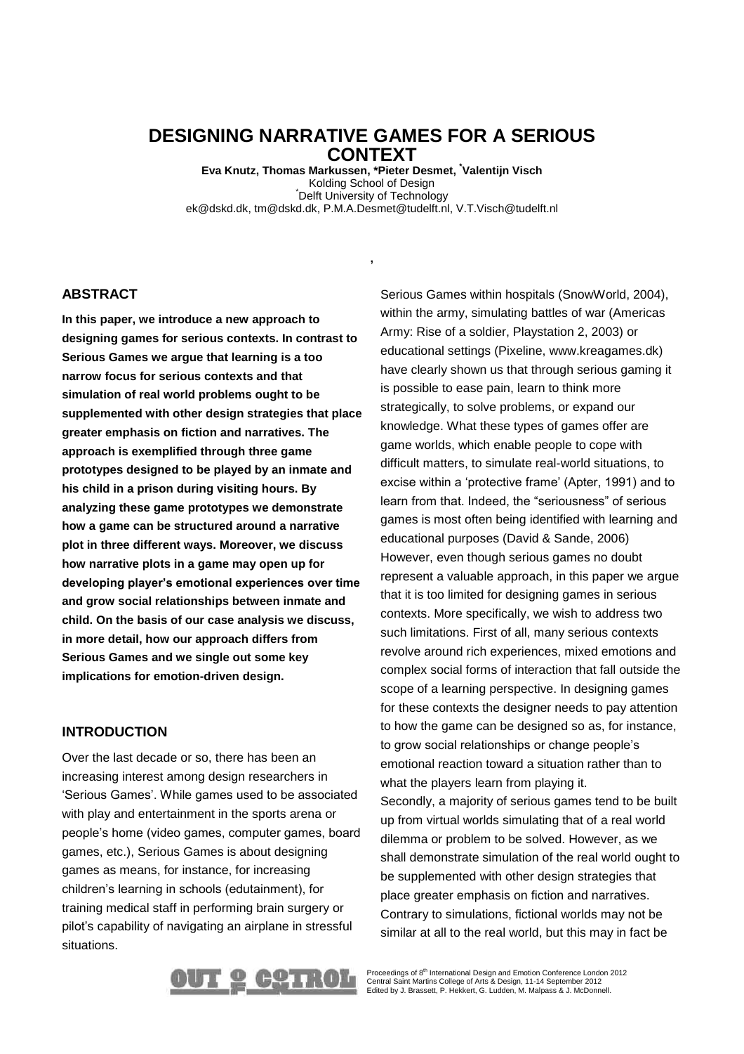# DESIGNING NARRATIVE GAMES FOR A SERIOUS CONTEXT

**Eva Knutz, Thomas Markussen, \*Pieter Desmet, \*Valentijn Visch**

Kolding School of Design

\*Delft University of Technology

ek@dskd.dk, tm@dskd.dk, P.M.A.Desmet@tudelft.nl, V.T.Visch@tudelft.nl

## ABSTRACT

**In this paper, we introduce a new approach to designing games for serious contexts. In contrast to Serious Games we argue that learning is a too narrow focus for serious contexts and that simulation of real world problems ought to be supplemented with other design strategies that place greater emphasis on fiction and narratives. The approach is exemplified through three game prototypes designed to be played by an inmate and his child in a prison during visiting hours. By analyzing these game prototypes we demonstrate how a game can be structured around a narrative plot in three different ways. Moreover, we discuss how narrative plots in a game may open up for developing player's emotional experiences over time and grow social relationships between inmate and child. On the basis of our case analysis we discuss, in more detail, how our approach differs from Serious Games and we single out some key implications for emotion-driven design.**

## INTRODUCTION

Over the last decade or so, there has been an increasing interest among design researchers in 'Serious Games'. While games used to be associated with play and entertainment in the sports arena or people's home (video games, computer games, board games, etc.), Serious Games is about designing games as means, for instance, for increasing children's learning in schools (edutainment), for training medical staff in performing brain surgery or pilot's capability of navigating an airplane in stressful situations.

Serious Games within hospitals (SnowWorld, 2004), within the army, simulating battles of war (Americas Army: Rise of a soldier, Playstation 2, 2003) or educational settings (Pixeline, www.kreagames.dk) have clearly shown us that through serious gaming it is possible to ease pain, learn to think more strategically, to solve problems, or expand our knowledge. What these types of games offer are game worlds, which enable people to cope with difficult matters, to simulate real-world situations, to excise within a 'protective frame' (Apter, 1991) and to learn from that. Indeed, the "seriousness" of serious games is most often being identified with learning and educational purposes (David & Sande, 2006) However, even though serious games no doubt represent a valuable approach, in this paper we argue that it is too limited for designing games in serious contexts. More specifically, we wish to address two such limitations. First of all, many serious contexts revolve around rich experiences, mixed emotions and complex social forms of interaction that fall outside the scope of a learning perspective. In designing games for these contexts the designer needs to pay attention to how the game can be designed so as, for instance, to grow social relationships or change people's emotional reaction toward a situation rather than to what the players learn from playing it.

Secondly, a majority of serious games tend to be built up from virtual worlds simulating that of a real world dilemma or problem to be solved. However, as we shall demonstrate simulation of the real world ought to be supplemented with other design strategies that place greater emphasis on fiction and narratives. Contrary to simulations, fictional worlds may not be similar at all to the real world, but this may in fact be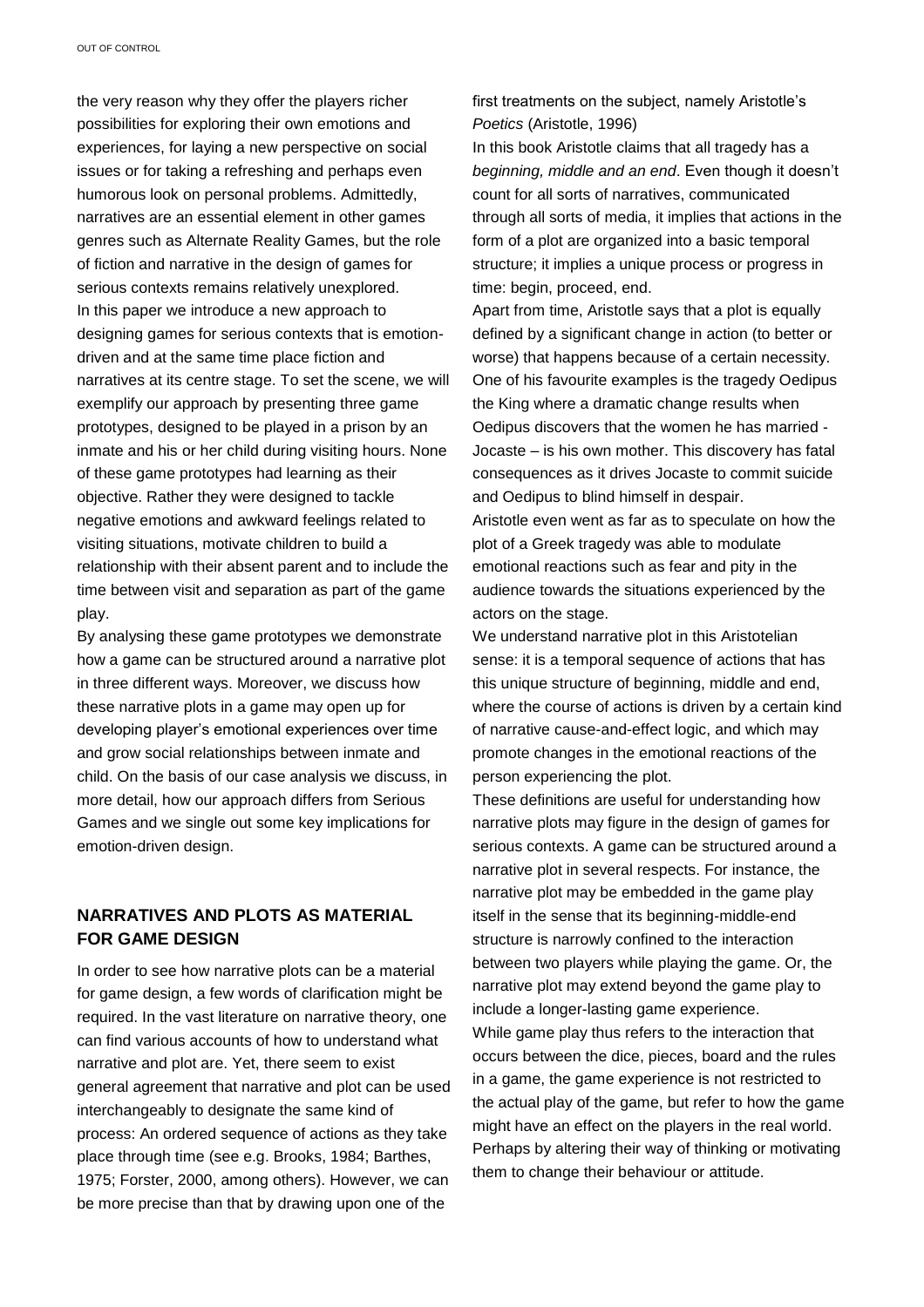the very reason why they offer the players richer possibilities for exploring their own emotions and experiences, for laying a new perspective on social issues or for taking a refreshing and perhaps even humorous look on personal problems. Admittedly, narratives are an essential element in other games genres such as Alternate Reality Games, but the role of fiction and narrative in the design of games for serious contexts remains relatively unexplored.

In this paper we introduce a new approach to designing games for serious contexts that is emotion-driven and at the same time place fiction and narratives at its centre stage. To set the scene, we will exemplify our approach by presenting three game prototypes, designed to be played in a prison by an inmate and his or her child during visiting hours. None of these game prototypes had learning as their objective. Rather they were designed to tackle negative emotions and awkward feelings related to visiting situations, motivate children to build a relationship with their absent parent and to include the time between visit and separation as part of the game play.

By analysing these game prototypes we demonstrate how a game can be structured around a narrative plot in three different ways. Moreover, we discuss how these narrative plots in a game may open up for developing player's emotional experiences over time and grow social relationships between inmate and child. On the basis of our case analysis we discuss, in more detail, how our approach differs from Serious Games and we single out some key implications for emotion-driven design.

## NARRATIVES AND PLOTS AS MATERIAL FOR GAME DESIGN

In order to see how narrative plots can be a material for game design, a few words of clarification might be required. In the vast literature on narrative theory, one can find various accounts of how to understand what narrative and plot are. Yet, there seem to exist general agreement that narrative and plot can be used interchangeably to designate the same kind of process: An ordered sequence of actions as they take place through time (see e.g. Brooks, 1984; Barthes, 1975; Forster, 2000, among others). However, we can be more precise than that by drawing upon one of the first treatments on the subject, namely Aristotle's *Poetics* (Aristotle, 1996)

In this book Aristotle claims that all tragedy has a *beginning, middle and an end*. Even though it doesn't count for all sorts of narratives, communicated through all sorts of media, it implies that actions in the form of a plot are organized into a basic temporal structure; it implies a unique process or progress in time: begin, proceed, end.

Apart from time, Aristotle says that a plot is equally defined by a significant change in action (to better or worse) that happens because of a certain necessity. One of his favourite examples is the tragedy Oedipus the King where a dramatic change results when Oedipus discovers that the women he has married - Jocaste – is his own mother. This discovery has fatal consequences as it drives Jocaste to commit suicide and Oedipus to blind himself in despair.

Aristotle even went as far as to speculate on how the plot of a Greek tragedy was able to modulate emotional reactions such as fear and pity in the audience towards the situations experienced by the actors on the stage.

We understand narrative plot in this Aristotelian sense: it is a temporal sequence of actions that has this unique structure of beginning, middle and end, where the course of actions is driven by a certain kind of narrative cause-and-effect logic, and which may promote changes in the emotional reactions of the person experiencing the plot.

These definitions are useful for understanding how narrative plots may figure in the design of games for serious contexts. A game can be structured around a narrative plot in several respects. For instance, the narrative plot may be embedded in the game play itself in the sense that its beginning-middle-end structure is narrowly confined to the interaction between two players while playing the game. Or, the narrative plot may extend beyond the game play to include a longer-lasting game experience.

While game play thus refers to the interaction that occurs between the dice, pieces, board and the rules in a game, the game experience is not restricted to the actual play of the game, but refer to how the game might have an effect on the players in the real world. Perhaps by altering their way of thinking or motivating them to change their behaviour or attitude.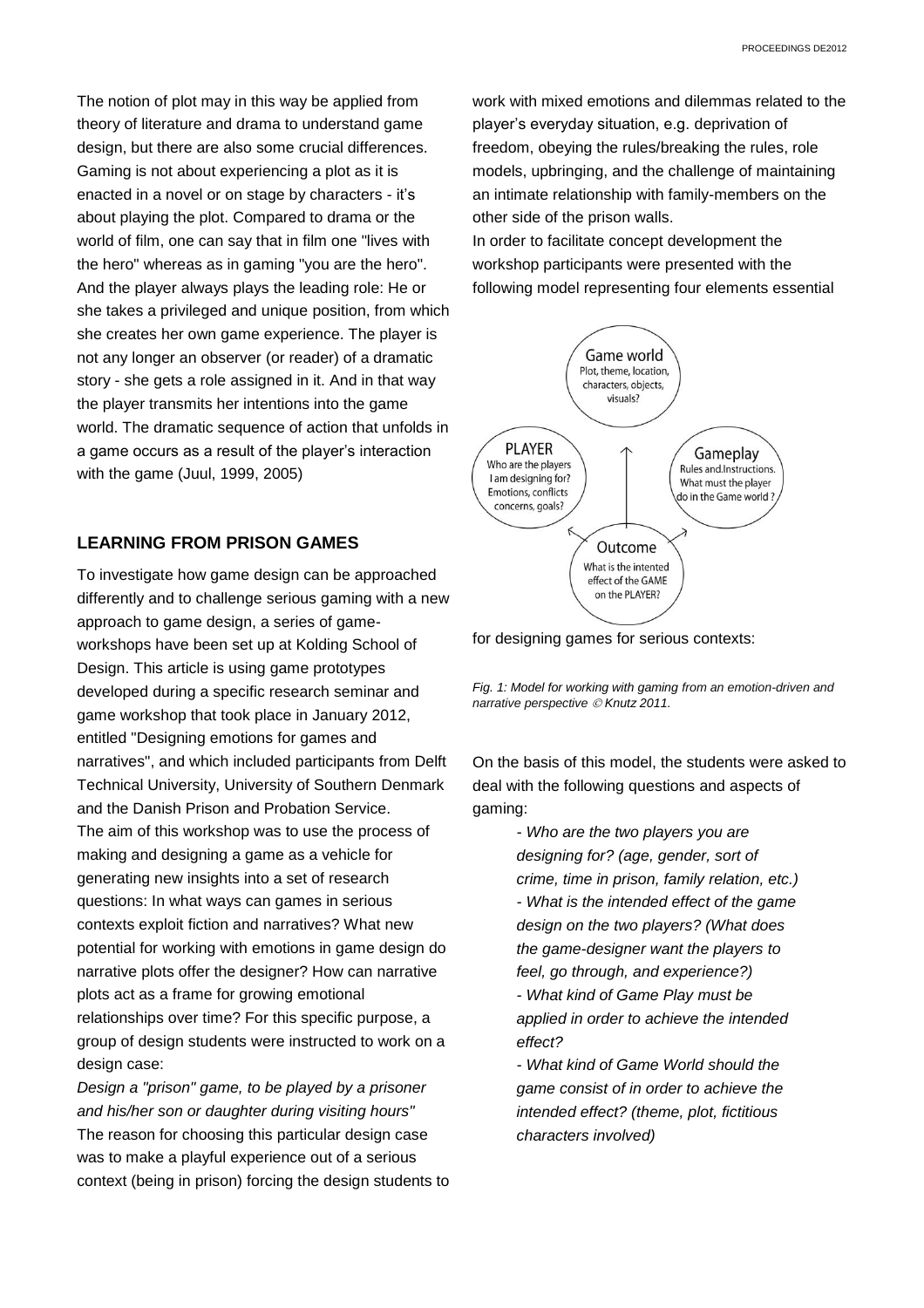The notion of plot may in this way be applied from theory of literature and drama to understand game design, but there are also some crucial differences. Gaming is not about experiencing a plot as it is enacted in a novel or on stage by characters - it's about playing the plot. Compared to drama or the world of film, one can say that in film one "lives with the hero" whereas as in gaming "you are the hero". And the player always plays the leading role: He or she takes a privileged and unique position, from which she creates her own game experience. The player is not any longer an observer (or reader) of a dramatic story - she gets a role assigned in it. And in that way the player transmits her intentions into the game world. The dramatic sequence of action that unfolds in a game occurs as a result of the player's interaction with the game (Juul, 1999, 2005)

## LEARNING FROM PRISON GAMES

To investigate how game design can be approached differently and to challenge serious gaming with a new approach to game design, a series of game-workshops have been set up at Kolding School of Design. This article is using game prototypes developed during a specific research seminar and game workshop that took place in January 2012, entitled "Designing emotions for games and narratives", and which included participants from Delft Technical University, University of Southern Denmark and the Danish Prison and Probation Service.

The aim of this workshop was to use the process of making and designing a game as a vehicle for generating new insights into a set of research questions: In what ways can games in serious contexts exploit fiction and narratives? What new potential for working with emotions in game design do narrative plots offer the designer? How can narrative plots act as a frame for growing emotional relationships over time? For this specific purpose, a group of design students were instructed to work on a design case:

*Design a "prison" game, to be played by a prisoner and his/her son or daughter during visiting hours"*

The reason for choosing this particular design case was to make a playful experience out of a serious context (being in prison) forcing the design students to work with mixed emotions and dilemmas related to the player's everyday situation, e.g. deprivation of freedom, obeying the rules/breaking the rules, role models, upbringing, and the challenge of maintaining an intimate relationship with family-members on the other side of the prison walls.

In order to facilitate concept development the workshop participants were presented with the following model representing four elements essential for designing games for serious contexts:

*Fig. 1: Model for working with gaming from an emotion-driven and narrative perspective © Knutz 2011.*

On the basis of this model, the students were asked to deal with the following questions and aspects of gaming:

> *- Who are the two players you are designing for? (age, gender, sort of crime, time in prison, family relation, etc.)*
>
> *- What is the intended effect of the game design on the two players? (What does the game-designer want the players to feel, go through, and experience?)*
>
> *- What kind of Game Play must be applied in order to achieve the intended effect?*
>
> *- What kind of Game World should the game consist of in order to achieve the intended effect? (theme, plot, fictitious characters involved)*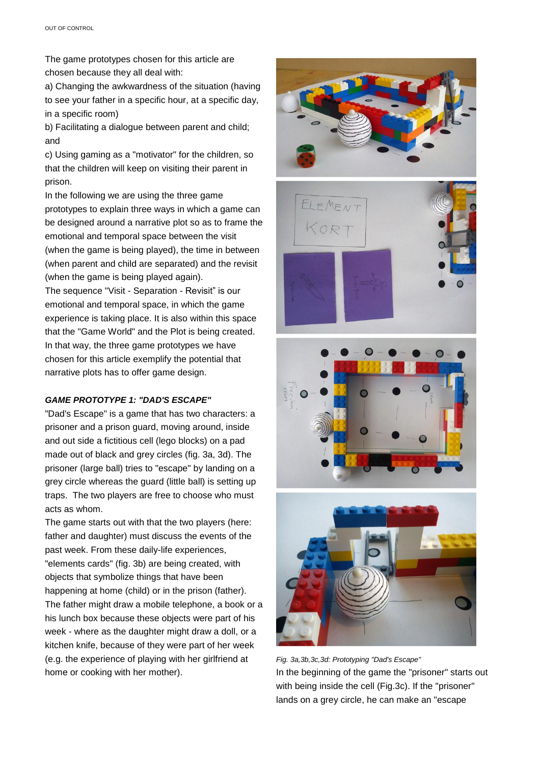The game prototypes chosen for this article are chosen because they all deal with:

a) Changing the awkwardness of the situation (having to see your father in a specific hour, at a specific day, in a specific room)

b) Facilitating a dialogue between parent and child; and

c) Using gaming as a "motivator" for the children, so that the children will keep on visiting their parent in prison.

In the following we are using the three game prototypes to explain three ways in which a game can be designed around a narrative plot so as to frame the emotional and temporal space between the visit (when the game is being played), the time in between (when parent and child are separated) and the revisit (when the game is being played again).

The sequence "Visit - Separation - Revisit" is our emotional and temporal space, in which the game experience is taking place. It is also within this space that the "Game World" and the Plot is being created. In that way, the three game prototypes we have chosen for this article exemplify the potential that narrative plots has to offer game design.

### *GAME PROTOTYPE 1: "DAD'S ESCAPE"*

"Dad's Escape" is a game that has two characters: a prisoner and a prison guard, moving around, inside and out side a fictitious cell (lego blocks) on a pad made out of black and grey circles (fig. 3a, 3d). The prisoner (large ball) tries to "escape" by landing on a grey circle whereas the guard (little ball) is setting up traps. The two players are free to choose who must acts as whom.

The game starts out with that the two players (here: father and daughter) must discuss the events of the past week. From these daily-life experiences, "elements cards" (fig. 3b) are being created, with objects that symbolize things that have been happening at home (child) or in the prison (father). The father might draw a mobile telephone, a book or a his lunch box because these objects were part of his week - where as the daughter might draw a doll, or a kitchen knife, because of they were part of her week (e.g. the experience of playing with her girlfriend at home or cooking with her mother).

*Fig. 3a,3b,3c,3d: Prototyping "Dad's Escape"*

In the beginning of the game the "prisoner" starts out with being inside the cell (Fig.3c). If the "prisoner" lands on a grey circle, he can make an "escape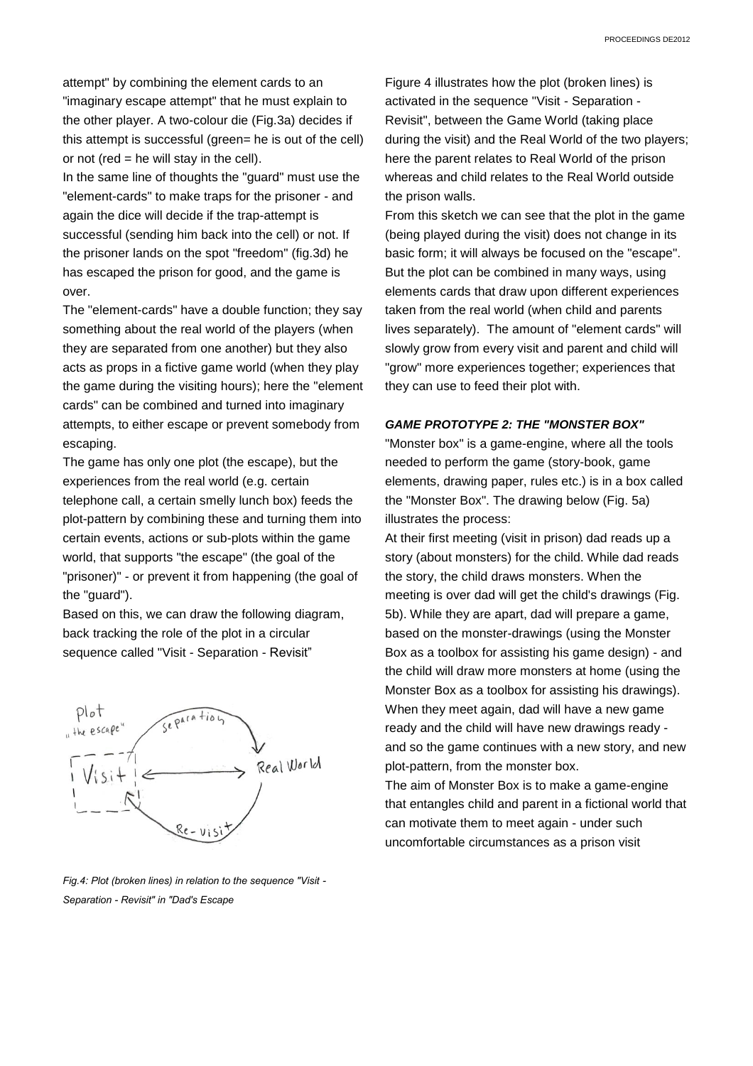attempt" by combining the element cards to an "imaginary escape attempt" that he must explain to the other player. A two-colour die (Fig.3a) decides if this attempt is successful (green= he is out of the cell) or not (red = he will stay in the cell).

In the same line of thoughts the "guard" must use the "element-cards" to make traps for the prisoner - and again the dice will decide if the trap-attempt is successful (sending him back into the cell) or not. If the prisoner lands on the spot "freedom" (fig.3d) he has escaped the prison for good, and the game is over.

The "element-cards" have a double function; they say something about the real world of the players (when they are separated from one another) but they also acts as props in a fictive game world (when they play the game during the visiting hours); here the "element cards" can be combined and turned into imaginary attempts, to either escape or prevent somebody from escaping.

The game has only one plot (the escape), but the experiences from the real world (e.g. certain telephone call, a certain smelly lunch box) feeds the plot-pattern by combining these and turning them into certain events, actions or sub-plots within the game world, that supports "the escape" (the goal of the "prisoner)" - or prevent it from happening (the goal of the "guard").

Based on this, we can draw the following diagram, back tracking the role of the plot in a circular sequence called "Visit - Separation - Revisit"

*Fig.4: Plot (broken lines) in relation to the sequence "Visit - Separation - Revisit" in "Dad's Escape*

Figure 4 illustrates how the plot (broken lines) is activated in the sequence "Visit - Separation - Revisit", between the Game World (taking place during the visit) and the Real World of the two players; here the parent relates to Real World of the prison whereas and child relates to the Real World outside the prison walls.

From this sketch we can see that the plot in the game (being played during the visit) does not change in its basic form; it will always be focused on the "escape". But the plot can be combined in many ways, using elements cards that draw upon different experiences taken from the real world (when child and parents lives separately). The amount of "element cards" will slowly grow from every visit and parent and child will "grow" more experiences together; experiences that they can use to feed their plot with.

***GAME PROTOTYPE 2: THE "MONSTER BOX"***

"Monster box" is a game-engine, where all the tools needed to perform the game (story-book, game elements, drawing paper, rules etc.) is in a box called the "Monster Box". The drawing below (Fig. 5a) illustrates the process:

At their first meeting (visit in prison) dad reads up a story (about monsters) for the child. While dad reads the story, the child draws monsters. When the meeting is over dad will get the child's drawings (Fig. 5b). While they are apart, dad will prepare a game, based on the monster-drawings (using the Monster Box as a toolbox for assisting his game design) - and the child will draw more monsters at home (using the Monster Box as a toolbox for assisting his drawings). When they meet again, dad will have a new game ready and the child will have new drawings ready - and so the game continues with a new story, and new plot-pattern, from the monster box.

The aim of Monster Box is to make a game-engine that entangles child and parent in a fictional world that can motivate them to meet again - under such uncomfortable circumstances as a prison visit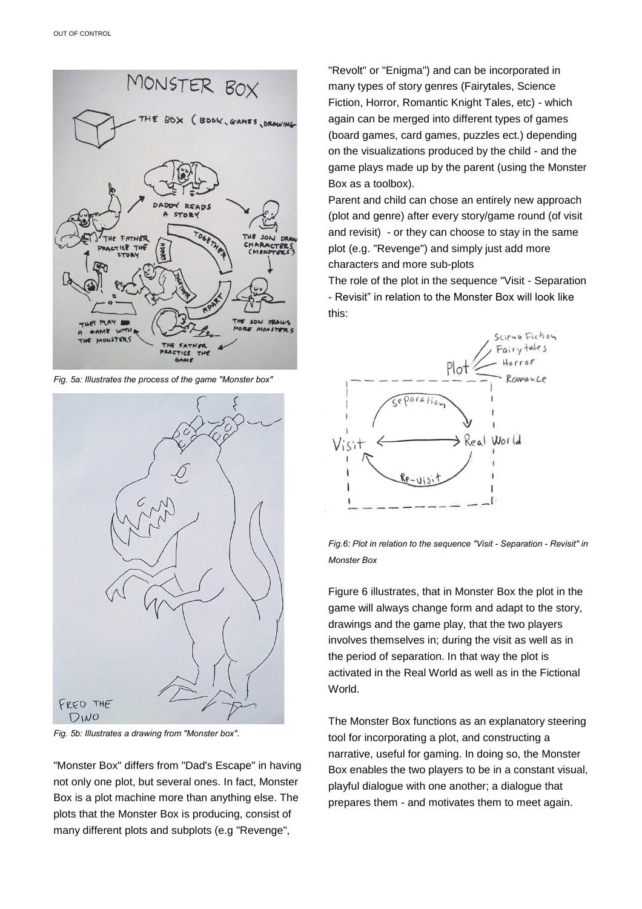*Fig. 5a: Illustrates the process of the game "Monster box"*

*Fig. 5b: Illustrates a drawing from "Monster box".*

"Monster Box" differs from "Dad's Escape" in having not only one plot, but several ones. In fact, Monster Box is a plot machine more than anything else. The plots that the Monster Box is producing, consist of many different plots and subplots (e.g "Revenge", "Revolt" or "Enigma") and can be incorporated in many types of story genres (Fairytales, Science Fiction, Horror, Romantic Knight Tales, etc) - which again can be merged into different types of games (board games, card games, puzzles ect.) depending on the visualizations produced by the child - and the game plays made up by the parent (using the Monster Box as a toolbox).

Parent and child can chose an entirely new approach (plot and genre) after every story/game round (of visit and revisit) - or they can choose to stay in the same plot (e.g. "Revenge") and simply just add more characters and more sub-plots

The role of the plot in the sequence "Visit - Separation - Revisit" in relation to the Monster Box will look like this:

*Fig.6: Plot in relation to the sequence "Visit - Separation - Revisit" in Monster Box*

Figure 6 illustrates, that in Monster Box the plot in the game will always change form and adapt to the story, drawings and the game play, that the two players involves themselves in; during the visit as well as in the period of separation. In that way the plot is activated in the Real World as well as in the Fictional World.

The Monster Box functions as an explanatory steering tool for incorporating a plot, and constructing a narrative, useful for gaming. In doing so, the Monster Box enables the two players to be in a constant visual, playful dialogue with one another; a dialogue that prepares them - and motivates them to meet again.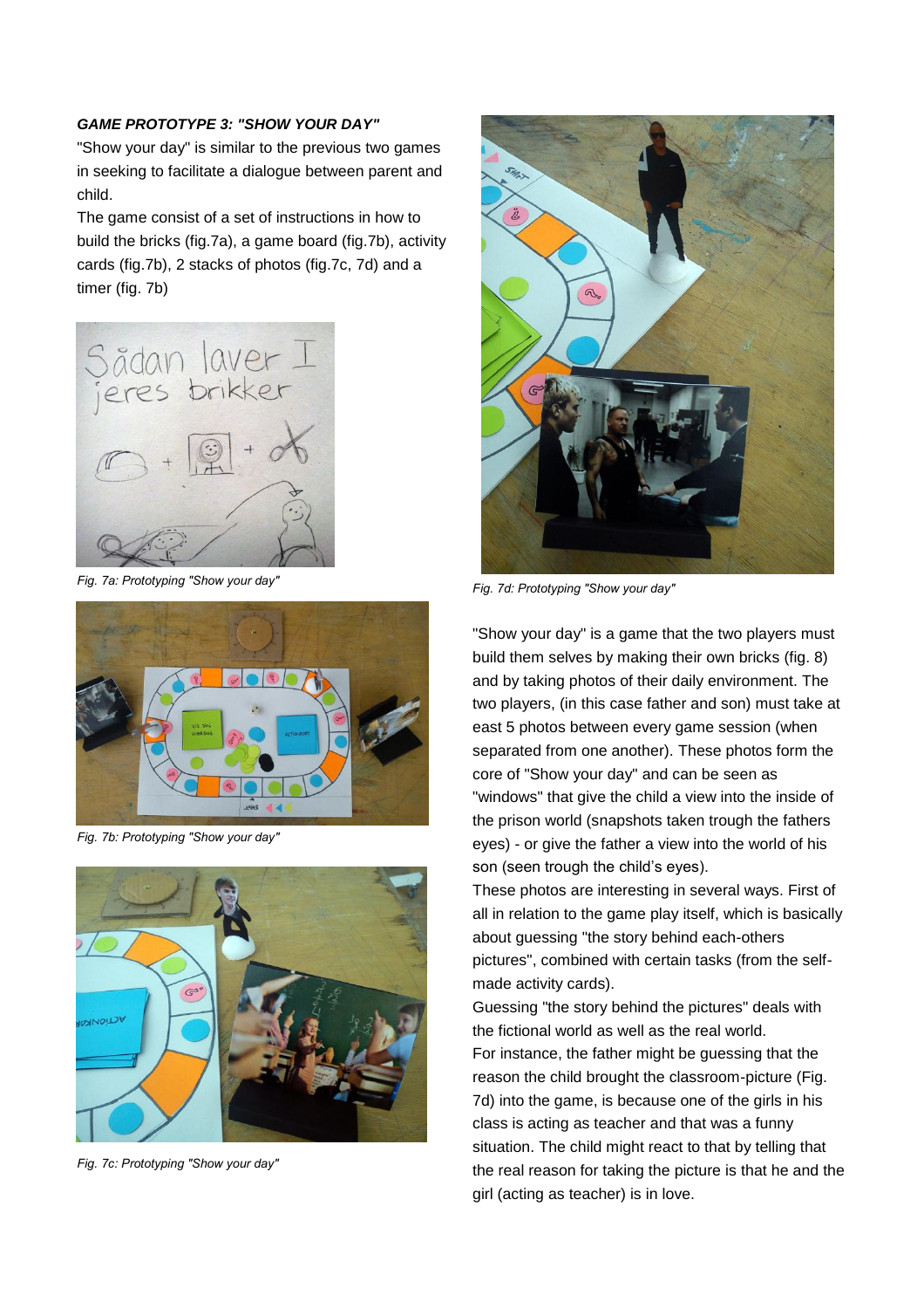***GAME PROTOTYPE 3: "SHOW YOUR DAY"***

"Show your day" is similar to the previous two games in seeking to facilitate a dialogue between parent and child.

The game consist of a set of instructions in how to build the bricks (fig.7a), a game board (fig.7b), activity cards (fig.7b), 2 stacks of photos (fig.7c, 7d) and a timer (fig. 7b)

*Fig. 7a: Prototyping "Show your day"*

*Fig. 7b: Prototyping "Show your day"*

*Fig. 7c: Prototyping "Show your day"*

*Fig. 7d: Prototyping "Show your day"*

"Show your day" is a game that the two players must build them selves by making their own brics (fig. 8) and by taking photos of their daily environment. The two players, (in this case father and son) must take at east 5 photos between every game session (when separated from one another). These photos form the core of "Show your day" and can be seen as "windows" that give the child a view into the inside of the prison world (snapshots taken trough the fathers eyes) - or give the father a view into the world of his son (seen trough the child's eyes).

These photos are interesting in several ways. First of all in relation to the game play itself, which is basically about guessing "the story behind each-others pictures", combined with certain tasks (from the self-made activity cards).

Guessing "the story behind the pictures" deals with the fictional world as well as the real world.

For instance, the father might be guessing that the reason the child brought the classroom-picture (Fig. 7d) into the game, is because one of the girls in his class is acting as teacher and that was a funny situation. The child might react to that by telling that the real reason for taking the picture is that he and the girl (acting as teacher) is in love.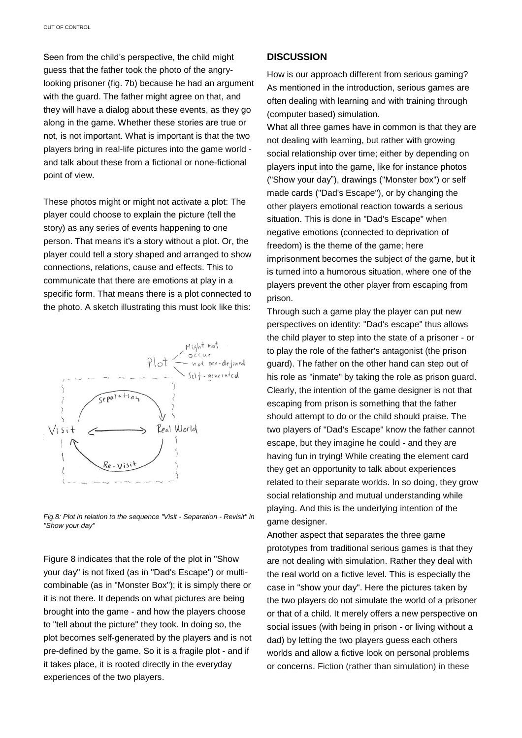Seen from the child's perspective, the child might guess that the father took the photo of the angry-looking prisoner (fig. 7b) because he had an argument with the guard. The father might agree on that, and they will have a dialog about these events, as they go along in the game. Whether these stories are true or not, is not important. What is important is that the two players bring in real-life pictures into the game world - and talk about these from a fictional or none-fictional point of view.

These photos might or might not activate a plot: The player could choose to explain the picture (tell the story) as any series of events happening to one person. That means it's a story without a plot. Or, the player could tell a story shaped and arranged to show connections, relations, cause and effects. This to communicate that there are emotions at play in a specific form. That means there is a plot connected to the photo. A sketch illustrating this must look like this:

*Fig.8: Plot in relation to the sequence "Visit - Separation - Revisit" in "Show your day"*

Figure 8 indicates that the role of the plot in "Show your day" is not fixed (as in "Dad's Escape") or multi-combinable (as in "Monster Box"); it is simply there or it is not there. It depends on what pictures are being brought into the game - and how the players choose to "tell about the picture" they took. In doing so, the plot becomes self-generated by the players and is not pre-defined by the game. So it is a fragile plot - and if it takes place, it is rooted directly in the everyday experiences of the two players.

## DISCUSSION

How is our approach different from serious gaming? As mentioned in the introduction, serious games are often dealing with learning and with training through (computer based) simulation.

What all three games have in common is that they are not dealing with learning, but rather with growing social relationship over time; either by depending on players input into the game, like for instance photos ("Show your day"), drawings ("Monster box") or self made cards ("Dad's Escape"), or by changing the other players emotional reaction towards a serious situation. This is done in "Dad's Escape" when negative emotions (connected to deprivation of freedom) is the theme of the game; here imprisonment becomes the subject of the game, but it is turned into a humorous situation, where one of the players prevent the other player from escaping from prison.

Through such a game play the player can put new perspectives on identity: "Dad's escape" thus allows the child player to step into the state of a prisoner - or to play the role of the father's antagonist (the prison guard). The father on the other hand can step out of his role as "inmate" by taking the role as prison guard. Clearly, the intention of the game designer is not that escaping from prison is something that the father should attempt to do or the child should praise. The two players of "Dad's Escape" know the father cannot escape, but they imagine he could - and they are having fun in trying! While creating the element card they get an opportunity to talk about experiences related to their separate worlds. In so doing, they grow social relationship and mutual understanding while playing. And this is the underlying intention of the game designer.

Another aspect that separates the three game prototypes from traditional serious games is that they are not dealing with simulation. Rather they deal with the real world on a fictive level. This is especially the case in "show your day". Here the pictures taken by the two players do not simulate the world of a prisoner or that of a child. It merely offers a new perspective on social issues (with being in prison - or living without a dad) by letting the two players guess each others worlds and allow a fictive look on personal problems or concerns. Fiction (rather than simulation) in these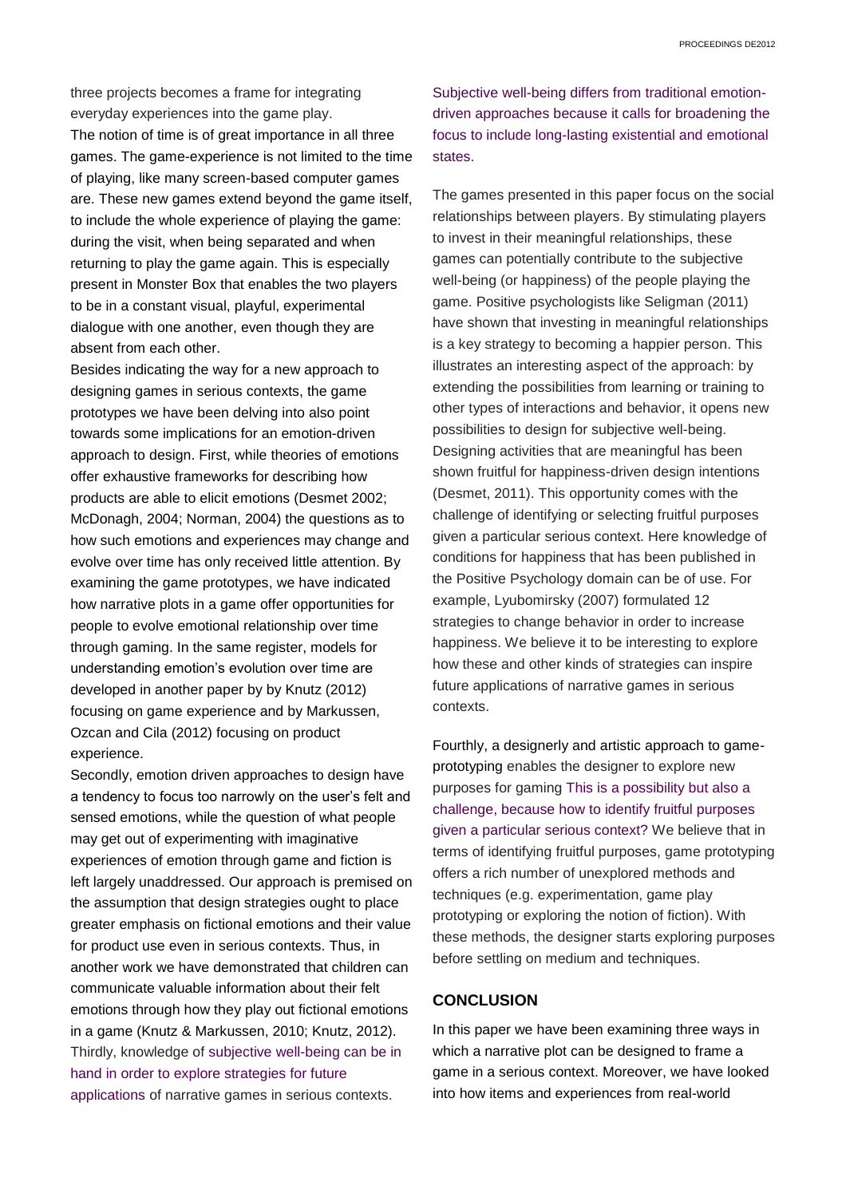three projects becomes a frame for integrating everyday experiences into the game play.

The notion of time is of great importance in all three games. The game-experience is not limited to the time of playing, like many screen-based computer games are. These new games extend beyond the game itself, to include the whole experience of playing the game: during the visit, when being separated and when returning to play the game again. This is especially present in Monster Box that enables the two players to be in a constant visual, playful, experimental dialogue with one another, even though they are absent from each other.

Besides indicating the way for a new approach to designing games in serious contexts, the game prototypes we have been delving into also point towards some implications for an emotion-driven approach to design. First, while theories of emotions offer exhaustive frameworks for describing how products are able to elicit emotions (Desmet 2002; McDonagh, 2004; Norman, 2004) the questions as to how such emotions and experiences may change and evolve over time has only received little attention. By examining the game prototypes, we have indicated how narrative plots in a game offer opportunities for people to evolve emotional relationship over time through gaming. In the same register, models for understanding emotion's evolution over time are developed in another paper by by Knutz (2012) focusing on game experience and by Markussen, Ozcan and Cila (2012) focusing on product experience.

Secondly, emotion driven approaches to design have a tendency to focus too narrowly on the user's felt and sensed emotions, while the question of what people may get out of experimenting with imaginative experiences of emotion through game and fiction is left largely unaddressed. Our approach is premised on the assumption that design strategies ought to place greater emphasis on fictional emotions and their value for product use even in serious contexts. Thus, in another work we have demonstrated that children can communicate valuable information about their felt emotions through how they play out fictional emotions in a game (Knutz & Markussen, 2010; Knutz, 2012).

Thirdly, knowledge of subjective well-being can be in hand in order to explore strategies for future applications of narrative games in serious contexts. Subjective well-being differs from traditional emotion-driven approaches because it calls for broadening the focus to include long-lasting existential and emotional states.

The games presented in this paper focus on the social relationships between players. By stimulating players to invest in their meaningful relationships, these games can potentially contribute to the subjective well-being (or happiness) of the people playing the game. Positive psychologists like Seligman (2011) have shown that investing in meaningful relationships is a key strategy to becoming a happier person. This illustrates an interesting aspect of the approach: by extending the possibilities from learning or training to other types of interactions and behavior, it opens new possibilities to design for subjective well-being. Designing activities that are meaningful has been shown fruitful for happiness-driven design intentions (Desmet, 2011). This opportunity comes with the challenge of identifying or selecting fruitful purposes given a particular serious context. Here knowledge of conditions for happiness that has been published in the Positive Psychology domain can be of use. For example, Lyubomirsky (2007) formulated 12 strategies to change behavior in order to increase happiness. We believe it to be interesting to explore how these and other kinds of strategies can inspire future applications of narrative games in serious contexts.

Fourthly, a designerly and artistic approach to game-prototyping enables the designer to explore new purposes for gaming This is a possibility but also a challenge, because how to identify fruitful purposes given a particular serious context? We believe that in terms of identifying fruitful purposes, game prototyping offers a rich number of unexplored methods and techniques (e.g. experimentation, game play prototyping or exploring the notion of fiction). With these methods, the designer starts exploring purposes before settling on medium and techniques.

## CONCLUSION

In this paper we have been examining three ways in which a narrative plot can be designed to frame a game in a serious context. Moreover, we have looked into how items and experiences from real-world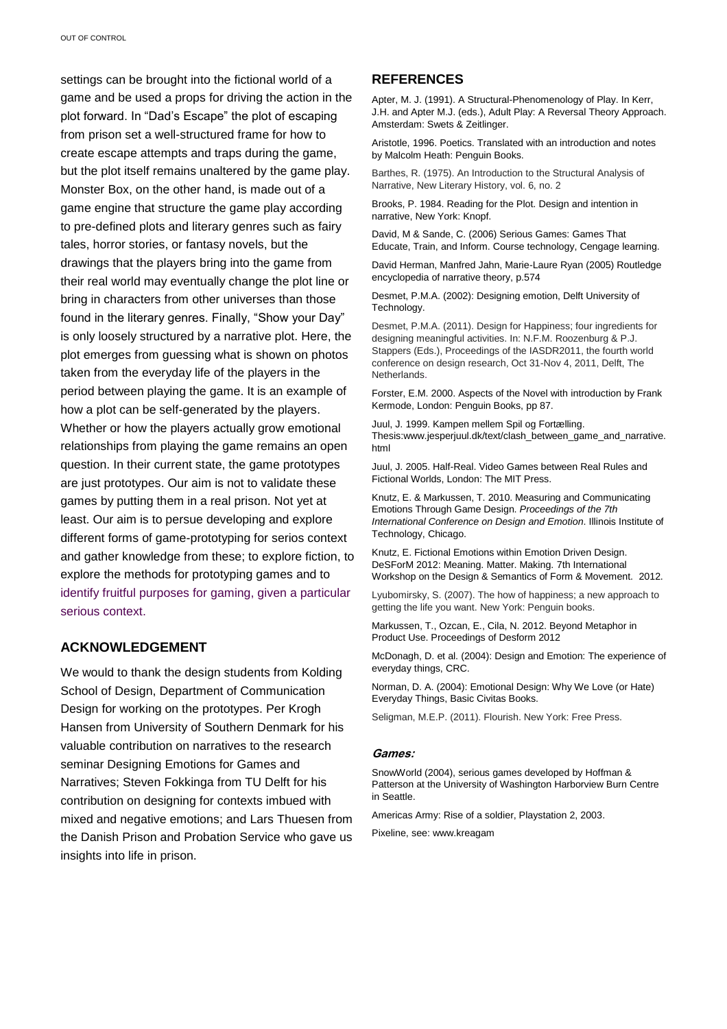settings can be brought into the fictional world of a game and be used a props for driving the action in the plot forward. In "Dad's Escape" the plot of escaping from prison set a well-structured frame for how to create escape attempts and traps during the game, but the plot itself remains unaltered by the game play. Monster Box, on the other hand, is made out of a game engine that structure the game play according to pre-defined plots and literary genres such as fairy tales, horror stories, or fantasy novels, but the drawings that the players bring into the game from their real world may eventually change the plot line or bring in characters from other universes than those found in the literary genres. Finally, "Show your Day" is only loosely structured by a narrative plot. Here, the plot emerges from guessing what is shown on photos taken from the everyday life of the players in the period between playing the game. It is an example of how a plot can be self-generated by the players. Whether or how the players actually grow emotional relationships from playing the game remains an open question. In their current state, the game prototypes are just prototypes. Our aim is not to validate these games by putting them in a real prison. Not yet at least. Our aim is to persue developing and explore different forms of game-prototyping for serios context and gather knowledge from these; to explore fiction, to explore the methods for prototyping games and to identify fruitful purposes for gaming, given a particular serious context.

## ACKNOWLEDGEMENT

We would to thank the design students from Kolding School of Design, Department of Communication Design for working on the prototypes. Per Krogh Hansen from University of Southern Denmark for his valuable contribution on narratives to the research seminar Designing Emotions for Games and Narratives; Steven Fokkinga from TU Delft for his contribution on designing for contexts imbued with mixed and negative emotions; and Lars Thuesen from the Danish Prison and Probation Service who gave us insights into life in prison.

## REFERENCES

Apter, M. J. (1991). A Structural-Phenomenology of Play. In Kerr, J.H. and Apter M.J. (eds.), Adult Play: A Reversal Theory Approach. Amsterdam: Swets & Zeitlinger.

Aristotle, 1996. Poetics. Translated with an introduction and notes by Malcolm Heath: Penguin Books.

Barthes, R. (1975). An Introduction to the Structural Analysis of Narrative, New Literary History, vol. 6, no. 2

Brooks, P. 1984. Reading for the Plot. Design and intention in narrative, New York: Knopf.

David, M & Sande, C. (2006) Serious Games: Games That Educate, Train, and Inform. Course technology, Cengage learning.

David Herman, Manfred Jahn, Marie-Laure Ryan (2005) Routledge encyclopedia of narrative theory, p.574

Desmet, P.M.A. (2002): Designing emotion, Delft University of Technology.

Desmet, P.M.A. (2011). Design for Happiness; four ingredients for designing meaningful activities. In: N.F.M. Roozenburg & P.J. Stappers (Eds.), Proceedings of the IASDR2011, the fourth world conference on design research, Oct 31-Nov 4, 2011, Delft, The Netherlands.

Forster, E.M. 2000. Aspects of the Novel with introduction by Frank Kermode, London: Penguin Books, pp 87.

Juul, J. 1999. Kampen mellem Spil og Fortælling. Thesis:www.jesperjuul.dk/text/clash_between_game_and_narrative.html

Juul, J. 2005. Half-Real. Video Games between Real Rules and Fictional Worlds, London: The MIT Press.

Knutz, E. & Markussen, T. 2010. Measuring and Communicating Emotions Through Game Design. *Proceedings of the 7th International Conference on Design and Emotion*. Illinois Institute of Technology, Chicago.

Knutz, E. Fictional Emotions within Emotion Driven Design. DeSForM 2012: Meaning. Matter. Making. 7th International Workshop on the Design & Semantics of Form & Movement. 2012.

Lyubomirsky, S. (2007). The how of happiness; a new approach to getting the life you want. New York: Penguin books.

Markussen, T., Ozcan, E., Cila, N. 2012. Beyond Metaphor in Product Use. Proceedings of Desform 2012

McDonagh, D. et al. (2004): Design and Emotion: The experience of everyday things, CRC.

Norman, D. A. (2004): Emotional Design: Why We Love (or Hate) Everyday Things, Basic Civitas Books.

Seligman, M.E.P. (2011). Flourish. New York: Free Press.

### *Games:*

SnowWorld (2004), serious games developed by Hoffman & Patterson at the University of Washington Harborview Burn Centre in Seattle.

Americas Army: Rise of a soldier, Playstation 2, 2003.

Pixeline, see: www.kreagam